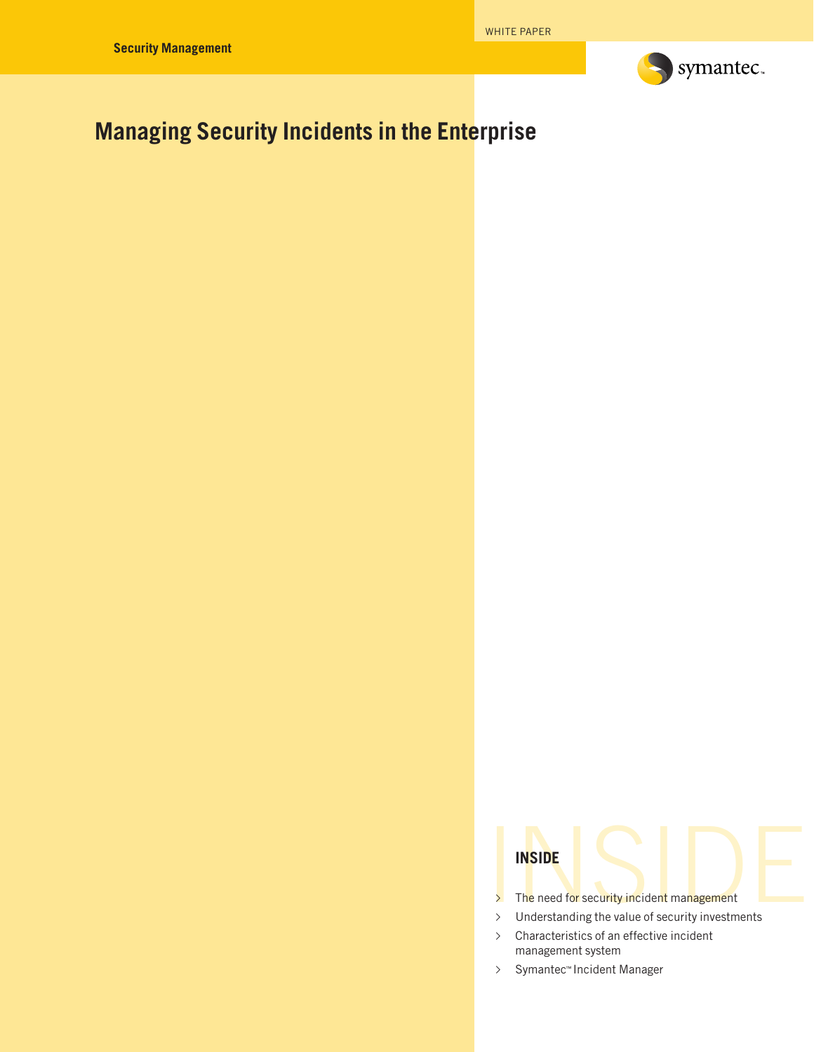Security Management

WHITE PAPER

# Managing Security Incidents in the Enterprise

**INSIDE**

- The need for security incident management
- Understanding the value of security investments
- Characteristics of an effective incident management system
- Symantec™ Incident Manager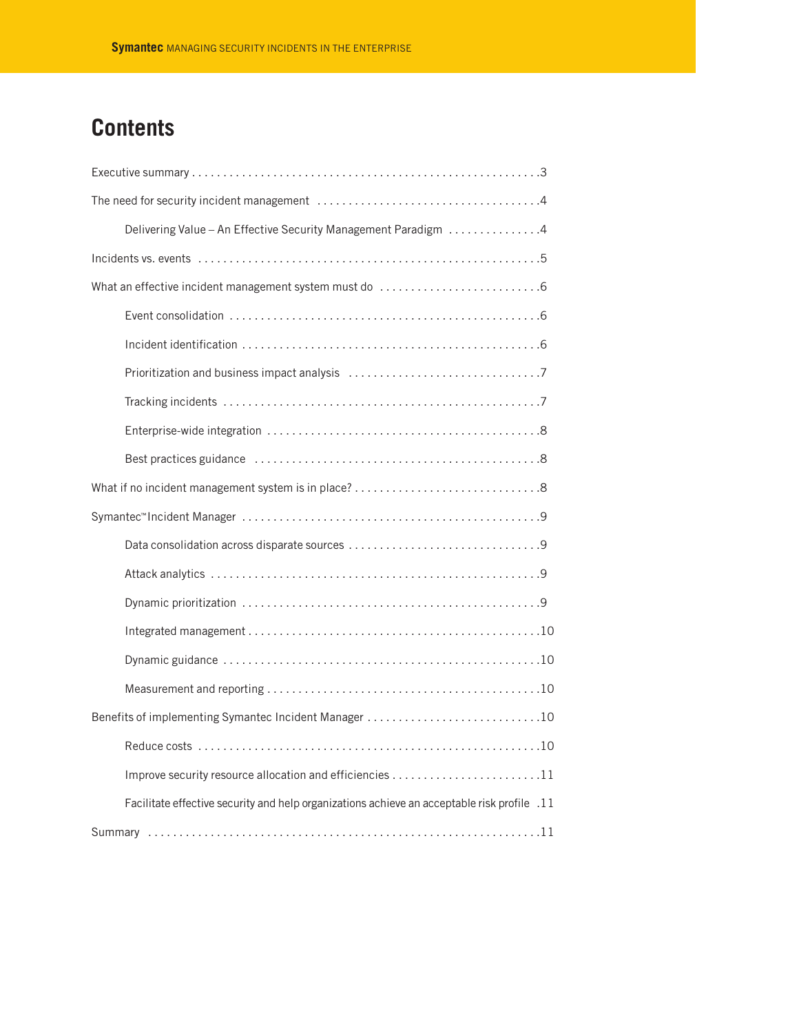# Contents

Executive summary . . . . . . . . . . . . . . . . . . . . . . . . . . . . . . . . . . . . . . . . . . . . . . . . . . . . . .3

The need for security incident management . . . . . . . . . . . . . . . . . . . . . . . . . . . . . . . . . . .4

- Delivering Value – An Effective Security Management Paradigm . . . . . . . . . . . . . . .4

Incidents vs. events . . . . . . . . . . . . . . . . . . . . . . . . . . . . . . . . . . . . . . . . . . . . . . . . . . . . .5

What an effective incident management system must do . . . . . . . . . . . . . . . . . . . . . . . . . .6

- Event consolidation . . . . . . . . . . . . . . . . . . . . . . . . . . . . . . . . . . . . . . . . . . . . . . . . .6
- Incident identification . . . . . . . . . . . . . . . . . . . . . . . . . . . . . . . . . . . . . . . . . . . . . . .6
- Prioritization and business impact analysis . . . . . . . . . . . . . . . . . . . . . . . . . . . . . . .7
- Tracking incidents . . . . . . . . . . . . . . . . . . . . . . . . . . . . . . . . . . . . . . . . . . . . . . . . . .7
- Enterprise-wide integration . . . . . . . . . . . . . . . . . . . . . . . . . . . . . . . . . . . . . . . . . . .8
- Best practices guidance . . . . . . . . . . . . . . . . . . . . . . . . . . . . . . . . . . . . . . . . . . . . .8

What if no incident management system is in place? . . . . . . . . . . . . . . . . . . . . . . . . . . . . .8

Symantec™ Incident Manager . . . . . . . . . . . . . . . . . . . . . . . . . . . . . . . . . . . . . . . . . . . . . .9

- Data consolidation across disparate sources . . . . . . . . . . . . . . . . . . . . . . . . . . . . . .9
- Attack analytics . . . . . . . . . . . . . . . . . . . . . . . . . . . . . . . . . . . . . . . . . . . . . . . . . . . .9
- Dynamic prioritization . . . . . . . . . . . . . . . . . . . . . . . . . . . . . . . . . . . . . . . . . . . . . . .9
- Integrated management . . . . . . . . . . . . . . . . . . . . . . . . . . . . . . . . . . . . . . . . . . . . .10
- Dynamic guidance . . . . . . . . . . . . . . . . . . . . . . . . . . . . . . . . . . . . . . . . . . . . . . . . .10
- Measurement and reporting . . . . . . . . . . . . . . . . . . . . . . . . . . . . . . . . . . . . . . . . . .10

Benefits of implementing Symantec Incident Manager . . . . . . . . . . . . . . . . . . . . . . . . . . .10

- Reduce costs . . . . . . . . . . . . . . . . . . . . . . . . . . . . . . . . . . . . . . . . . . . . . . . . . . . . .10
- Improve security resource allocation and efficiencies . . . . . . . . . . . . . . . . . . . . . . . .11
- Facilitate effective security and help organizations achieve an acceptable risk profile .11

Summary . . . . . . . . . . . . . . . . . . . . . . . . . . . . . . . . . . . . . . . . . . . . . . . . . . . . . . . . . . . .11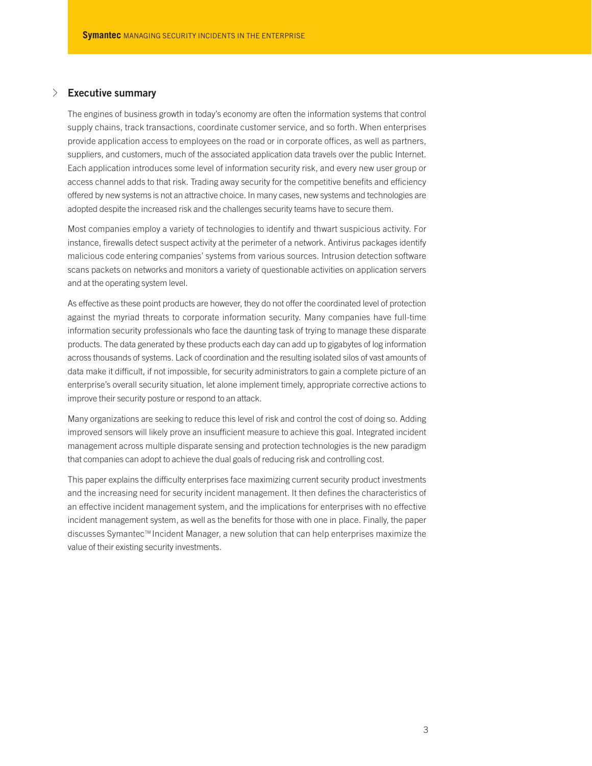## Executive summary

The engines of business growth in today's economy are often the information systems that control supply chains, track transactions, coordinate customer service, and so forth. When enterprises provide application access to employees on the road or in corporate offices, as well as partners, suppliers, and customers, much of the associated application data travels over the public Internet. Each application introduces some level of information security risk, and every new user group or access channel adds to that risk. Trading away security for the competitive benefits and efficiency offered by new systems is not an attractive choice. In many cases, new systems and technologies are adopted despite the increased risk and the challenges security teams have to secure them.

Most companies employ a variety of technologies to identify and thwart suspicious activity. For instance, firewalls detect suspect activity at the perimeter of a network. Antivirus packages identify malicious code entering companies' systems from various sources. Intrusion detection software scans packets on networks and monitors a variety of questionable activities on application servers and at the operating system level.

As effective as these point products are however, they do not offer the coordinated level of protection against the myriad threats to corporate information security. Many companies have full-time information security professionals who face the daunting task of trying to manage these disparate products. The data generated by these products each day can add up to gigabytes of log information across thousands of systems. Lack of coordination and the resulting isolated silos of vast amounts of data make it difficult, if not impossible, for security administrators to gain a complete picture of an enterprise's overall security situation, let alone implement timely, appropriate corrective actions to improve their security posture or respond to an attack.

Many organizations are seeking to reduce this level of risk and control the cost of doing so. Adding improved sensors will likely prove an insufficient measure to achieve this goal. Integrated incident management across multiple disparate sensing and protection technologies is the new paradigm that companies can adopt to achieve the dual goals of reducing risk and controlling cost.

This paper explains the difficulty enterprises face maximizing current security product investments and the increasing need for security incident management. It then defines the characteristics of an effective incident management system, and the implications for enterprises with no effective incident management system, as well as the benefits for those with one in place. Finally, the paper discusses Symantec™ Incident Manager, a new solution that can help enterprises maximize the value of their existing security investments.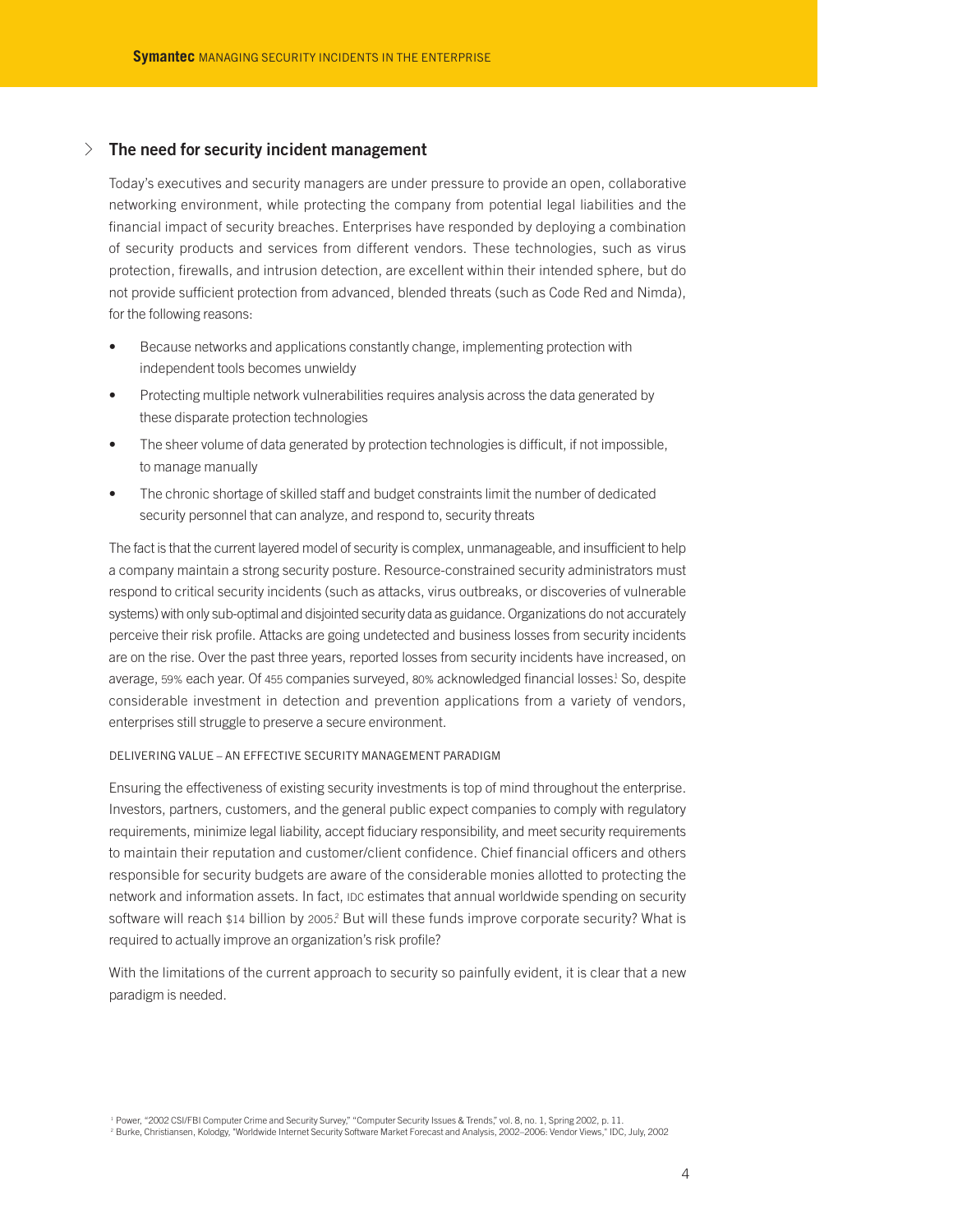## The need for security incident management

Today's executives and security managers are under pressure to provide an open, collaborative networking environment, while protecting the company from potential legal liabilities and the financial impact of security breaches. Enterprises have responded by deploying a combination of security products and services from different vendors. These technologies, such as virus protection, firewalls, and intrusion detection, are excellent within their intended sphere, but do not provide sufficient protection from advanced, blended threats (such as Code Red and Nimda), for the following reasons:

- Because networks and applications constantly change, implementing protection with independent tools becomes unwieldy
- Protecting multiple network vulnerabilities requires analysis across the data generated by these disparate protection technologies
- The sheer volume of data generated by protection technologies is difficult, if not impossible, to manage manually
- The chronic shortage of skilled staff and budget constraints limit the number of dedicated security personnel that can analyze, and respond to, security threats

The fact is that the current layered model of security is complex, unmanageable, and insufficient to help a company maintain a strong security posture. Resource-constrained security administrators must respond to critical security incidents (such as attacks, virus outbreaks, or discoveries of vulnerable systems) with only sub-optimal and disjointed security data as guidance. Organizations do not accurately perceive their risk profile. Attacks are going undetected and business losses from security incidents are on the rise. Over the past three years, reported losses from security incidents have increased, on average, 59% each year. Of 455 companies surveyed, 80% acknowledged financial losses.[1] So, despite considerable investment in detection and prevention applications from a variety of vendors, enterprises still struggle to preserve a secure environment.

### DELIVERING VALUE – AN EFFECTIVE SECURITY MANAGEMENT PARADIGM

Ensuring the effectiveness of existing security investments is top of mind throughout the enterprise. Investors, partners, customers, and the general public expect companies to comply with regulatory requirements, minimize legal liability, accept fiduciary responsibility, and meet security requirements to maintain their reputation and customer/client confidence. Chief financial officers and others responsible for security budgets are aware of the considerable monies allotted to protecting the network and information assets. In fact, IDC estimates that annual worldwide spending on security software will reach $14 billion by 2005.[2] But will these funds improve corporate security? What is required to actually improve an organization's risk profile?

With the limitations of the current approach to security so painfully evident, it is clear that a new paradigm is needed.

[1] Power, "2002 CSI/FBI Computer Crime and Security Survey," "Computer Security Issues & Trends," vol. 8, no. 1, Spring 2002, p. 11.

[2] Burke, Christiansen, Kolodgy, "Worldwide Internet Security Software Market Forecast and Analysis, 2002–2006: Vendor Views," IDC, July, 2002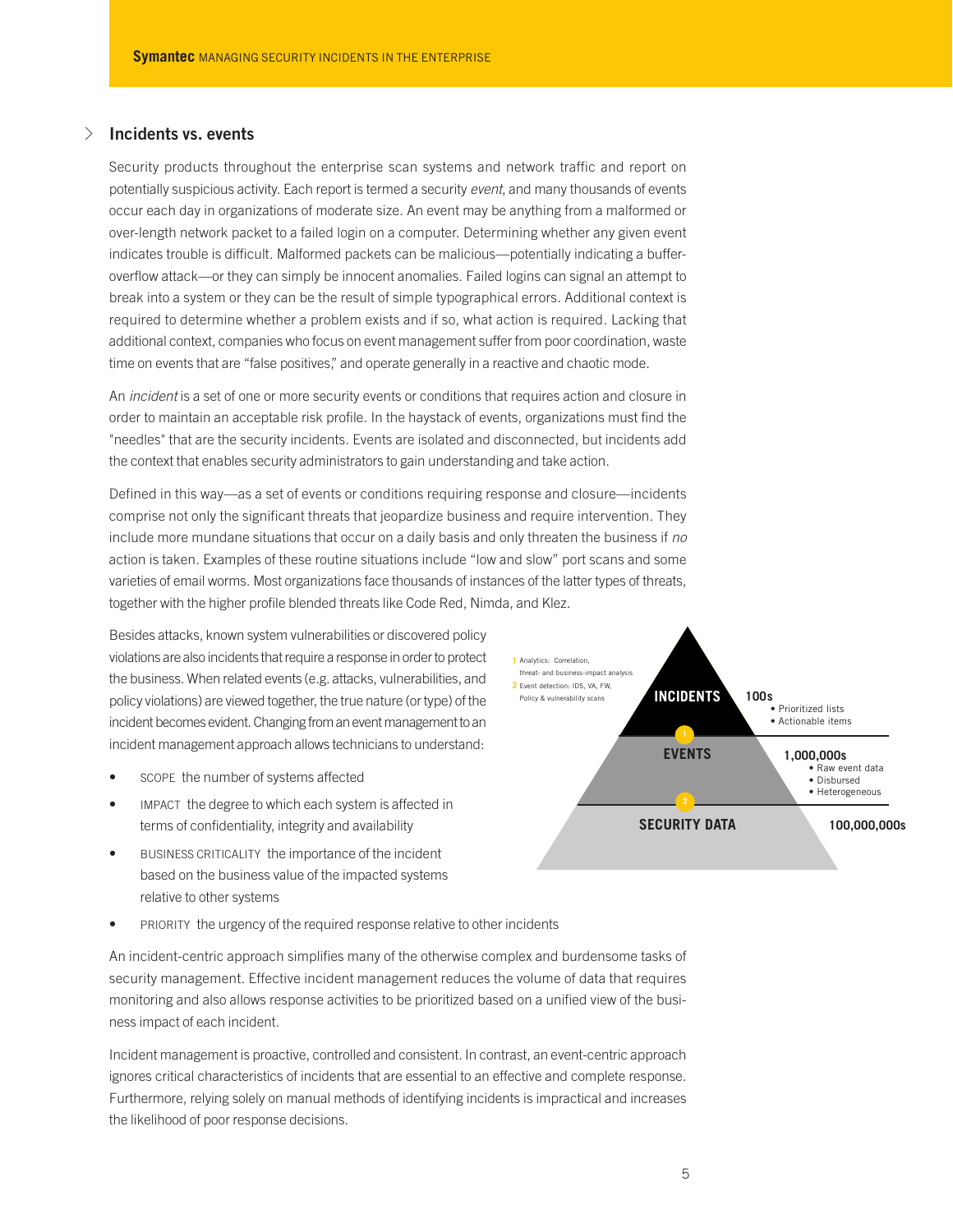## Incidents vs. events

Security products throughout the enterprise scan systems and network traffic and report on potentially suspicious activity. Each report is termed a security *event*, and many thousands of events occur each day in organizations of moderate size. An event may be anything from a malformed or over-length network packet to a failed login on a computer. Determining whether any given event indicates trouble is difficult. Malformed packets can be malicious—potentially indicating a buffer-overflow attack—or they can simply be innocent anomalies. Failed logins can signal an attempt to break into a system or they can be the result of simple typographical errors. Additional context is required to determine whether a problem exists and if so, what action is required. Lacking that additional context, companies who focus on event management suffer from poor coordination, waste time on events that are "false positives," and operate generally in a reactive and chaotic mode.

An *incident* is a set of one or more security events or conditions that requires action and closure in order to maintain an acceptable risk profile. In the haystack of events, organizations must find the "needles" that are the security incidents. Events are isolated and disconnected, but incidents add the context that enables security administrators to gain understanding and take action.

Defined in this way—as a set of events or conditions requiring response and closure—incidents comprise not only the significant threats that jeopardize business and require intervention. They include more mundane situations that occur on a daily basis and only threaten the business if *no* action is taken. Examples of these routine situations include "low and slow" port scans and some varieties of email worms. Most organizations face thousands of instances of the latter types of threats, together with the higher profile blended threats like Code Red, Nimda, and Klez.

Besides attacks, known system vulnerabilities or discovered policy violations are also incidents that require a response in order to protect the business. When related events (e.g. attacks, vulnerabilities, and policy violations) are viewed together, the true nature (or type) of the incident becomes evident. Changing from an event management to an incident management approach allows technicians to understand:

- SCOPE the number of systems affected
- IMPACT the degree to which each system is affected in terms of confidentiality, integrity and availability
- BUSINESS CRITICALITY the importance of the incident based on the business value of the impacted systems relative to other systems
- PRIORITY the urgency of the required response relative to other incidents

1 Analytics: Correlation, threat- and business-impact analysis
2 Event detection: IDS, VA, FW, Policy & vulnerability scans

INCIDENTS — 100s
• Prioritized lists
• Actionable items

EVENTS — 1,000,000s
• Raw event data
• Disbursed
• Heterogeneous

SECURITY DATA — 100,000,000s

An incident-centric approach simplifies many of the otherwise complex and burdensome tasks of security management. Effective incident management reduces the volume of data that requires monitoring and also allows response activities to be prioritized based on a unified view of the business impact of each incident.

Incident management is proactive, controlled and consistent. In contrast, an event-centric approach ignores critical characteristics of incidents that are essential to an effective and complete response. Furthermore, relying solely on manual methods of identifying incidents is impractical and increases the likelihood of poor response decisions.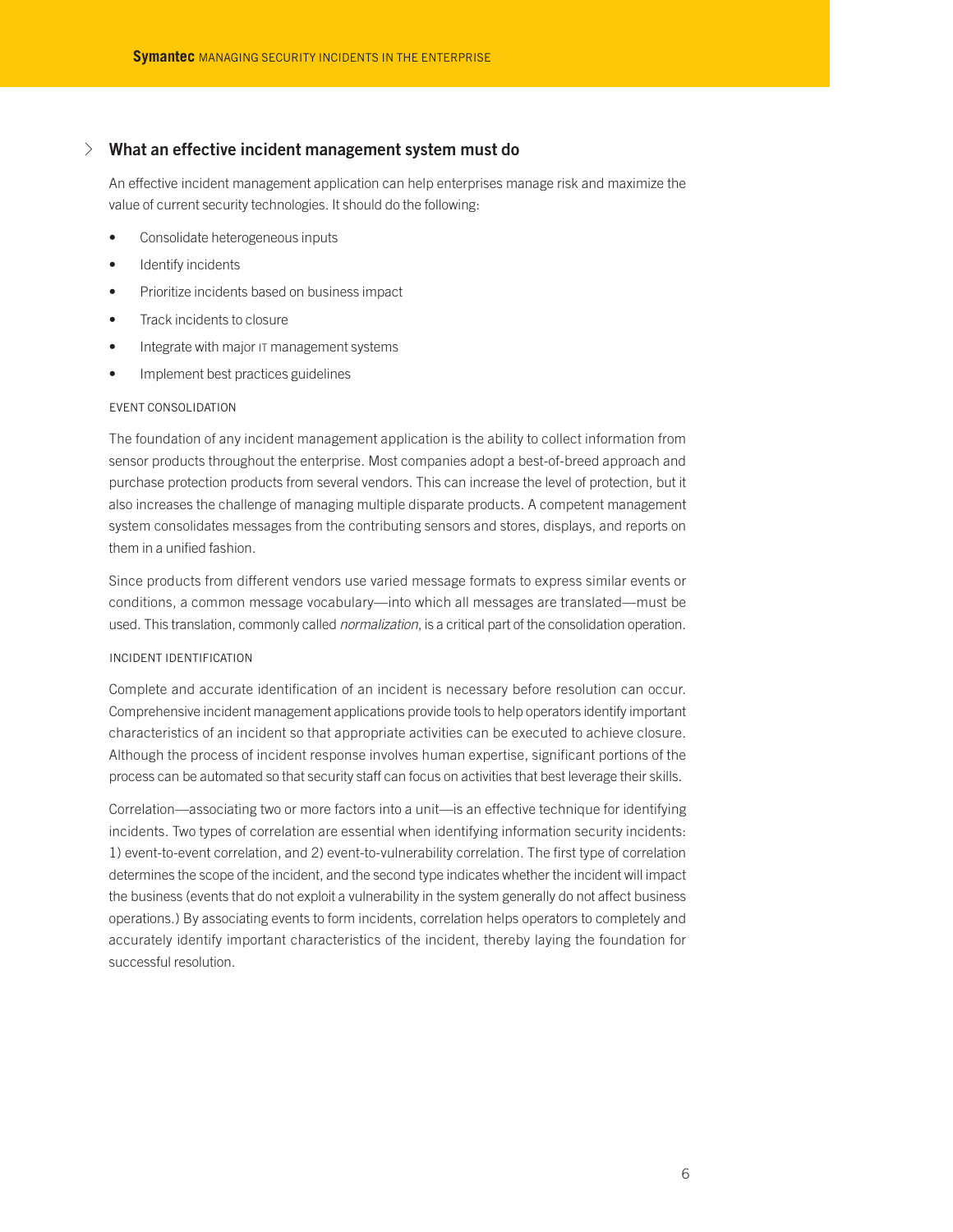## What an effective incident management system must do

An effective incident management application can help enterprises manage risk and maximize the value of current security technologies. It should do the following:

- Consolidate heterogeneous inputs
- Identify incidents
- Prioritize incidents based on business impact
- Track incidents to closure
- Integrate with major IT management systems
- Implement best practices guidelines

### EVENT CONSOLIDATION

The foundation of any incident management application is the ability to collect information from sensor products throughout the enterprise. Most companies adopt a best-of-breed approach and purchase protection products from several vendors. This can increase the level of protection, but it also increases the challenge of managing multiple disparate products. A competent management system consolidates messages from the contributing sensors and stores, displays, and reports on them in a unified fashion.

Since products from different vendors use varied message formats to express similar events or conditions, a common message vocabulary—into which all messages are translated—must be used. This translation, commonly called *normalization*, is a critical part of the consolidation operation.

### INCIDENT IDENTIFICATION

Complete and accurate identification of an incident is necessary before resolution can occur. Comprehensive incident management applications provide tools to help operators identify important characteristics of an incident so that appropriate activities can be executed to achieve closure. Although the process of incident response involves human expertise, significant portions of the process can be automated so that security staff can focus on activities that best leverage their skills.

Correlation—associating two or more factors into a unit—is an effective technique for identifying incidents. Two types of correlation are essential when identifying information security incidents: 1) event-to-event correlation, and 2) event-to-vulnerability correlation. The first type of correlation determines the scope of the incident, and the second type indicates whether the incident will impact the business (events that do not exploit a vulnerability in the system generally do not affect business operations.) By associating events to form incidents, correlation helps operators to completely and accurately identify important characteristics of the incident, thereby laying the foundation for successful resolution.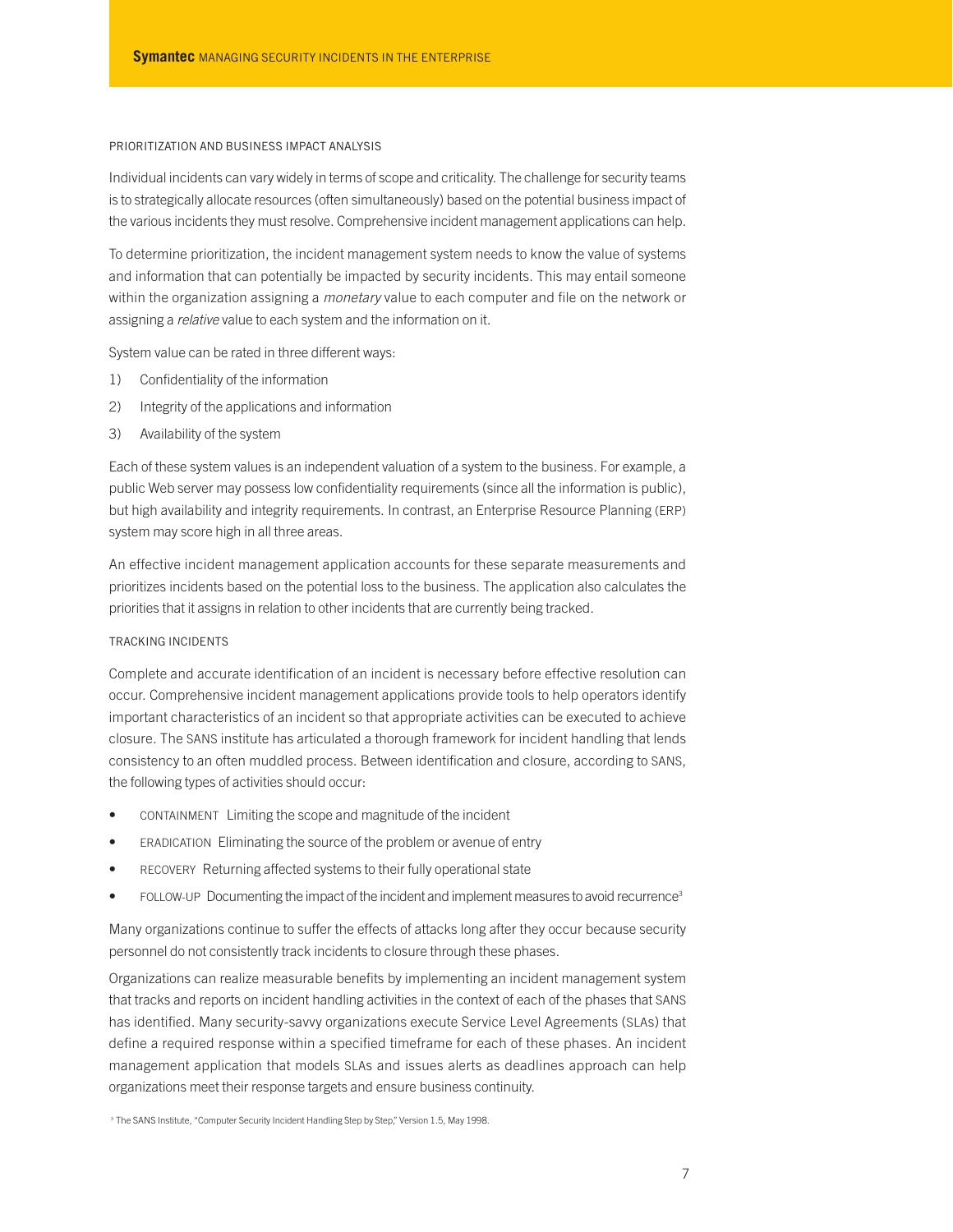### PRIORITIZATION AND BUSINESS IMPACT ANALYSIS

Individual incidents can vary widely in terms of scope and criticality. The challenge for security teams is to strategically allocate resources (often simultaneously) based on the potential business impact of the various incidents they must resolve. Comprehensive incident management applications can help.

To determine prioritization, the incident management system needs to know the value of systems and information that can potentially be impacted by security incidents. This may entail someone within the organization assigning a *monetary* value to each computer and file on the network or assigning a *relative* value to each system and the information on it.

System value can be rated in three different ways:

1) Confidentiality of the information
2) Integrity of the applications and information
3) Availability of the system

Each of these system values is an independent valuation of a system to the business. For example, a public Web server may possess low confidentiality requirements (since all the information is public), but high availability and integrity requirements. In contrast, an Enterprise Resource Planning (ERP) system may score high in all three areas.

An effective incident management application accounts for these separate measurements and prioritizes incidents based on the potential loss to the business. The application also calculates the priorities that it assigns in relation to other incidents that are currently being tracked.

### TRACKING INCIDENTS

Complete and accurate identification of an incident is necessary before effective resolution can occur. Comprehensive incident management applications provide tools to help operators identify important characteristics of an incident so that appropriate activities can be executed to achieve closure. The SANS institute has articulated a thorough framework for incident handling that lends consistency to an often muddled process. Between identification and closure, according to SANS, the following types of activities should occur:

- CONTAINMENT Limiting the scope and magnitude of the incident
- ERADICATION Eliminating the source of the problem or avenue of entry
- RECOVERY Returning affected systems to their fully operational state
- FOLLOW-UP Documenting the impact of the incident and implement measures to avoid recurrence[3]

Many organizations continue to suffer the effects of attacks long after they occur because security personnel do not consistently track incidents to closure through these phases.

Organizations can realize measurable benefits by implementing an incident management system that tracks and reports on incident handling activities in the context of each of the phases that SANS has identified. Many security-savvy organizations execute Service Level Agreements (SLAs) that define a required response within a specified timeframe for each of these phases. An incident management application that models SLAs and issues alerts as deadlines approach can help organizations meet their response targets and ensure business continuity.

[3] The SANS Institute, "Computer Security Incident Handling Step by Step," Version 1.5, May 1998.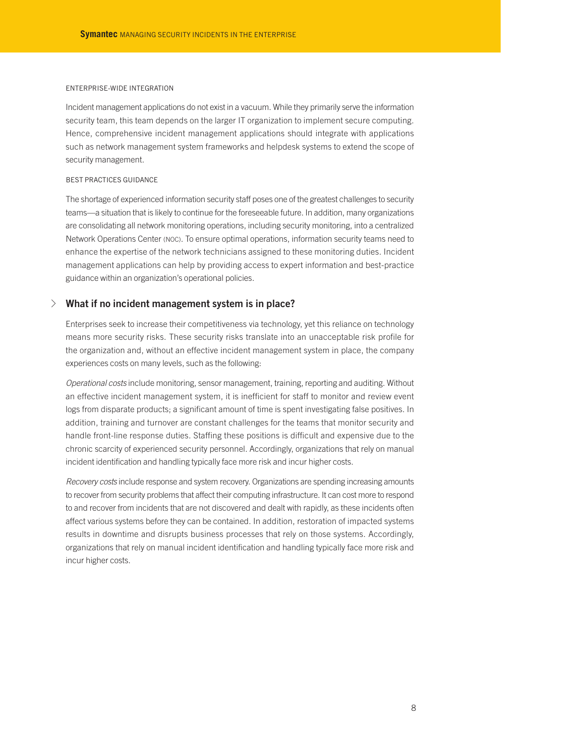### ENTERPRISE-WIDE INTEGRATION

Incident management applications do not exist in a vacuum. While they primarily serve the information security team, this team depends on the larger IT organization to implement secure computing. Hence, comprehensive incident management applications should integrate with applications such as network management system frameworks and helpdesk systems to extend the scope of security management.

### BEST PRACTICES GUIDANCE

The shortage of experienced information security staff poses one of the greatest challenges to security teams—a situation that is likely to continue for the foreseeable future. In addition, many organizations are consolidating all network monitoring operations, including security monitoring, into a centralized Network Operations Center (NOC). To ensure optimal operations, information security teams need to enhance the expertise of the network technicians assigned to these monitoring duties. Incident management applications can help by providing access to expert information and best-practice guidance within an organization's operational policies.

## What if no incident management system is in place?

Enterprises seek to increase their competitiveness via technology, yet this reliance on technology means more security risks. These security risks translate into an unacceptable risk profile for the organization and, without an effective incident management system in place, the company experiences costs on many levels, such as the following:

*Operational costs* include monitoring, sensor management, training, reporting and auditing. Without an effective incident management system, it is inefficient for staff to monitor and review event logs from disparate products; a significant amount of time is spent investigating false positives. In addition, training and turnover are constant challenges for the teams that monitor security and handle front-line response duties. Staffing these positions is difficult and expensive due to the chronic scarcity of experienced security personnel. Accordingly, organizations that rely on manual incident identification and handling typically face more risk and incur higher costs.

*Recovery costs* include response and system recovery. Organizations are spending increasing amounts to recover from security problems that affect their computing infrastructure. It can cost more to respond to and recover from incidents that are not discovered and dealt with rapidly, as these incidents often affect various systems before they can be contained. In addition, restoration of impacted systems results in downtime and disrupts business processes that rely on those systems. Accordingly, organizations that rely on manual incident identification and handling typically face more risk and incur higher costs.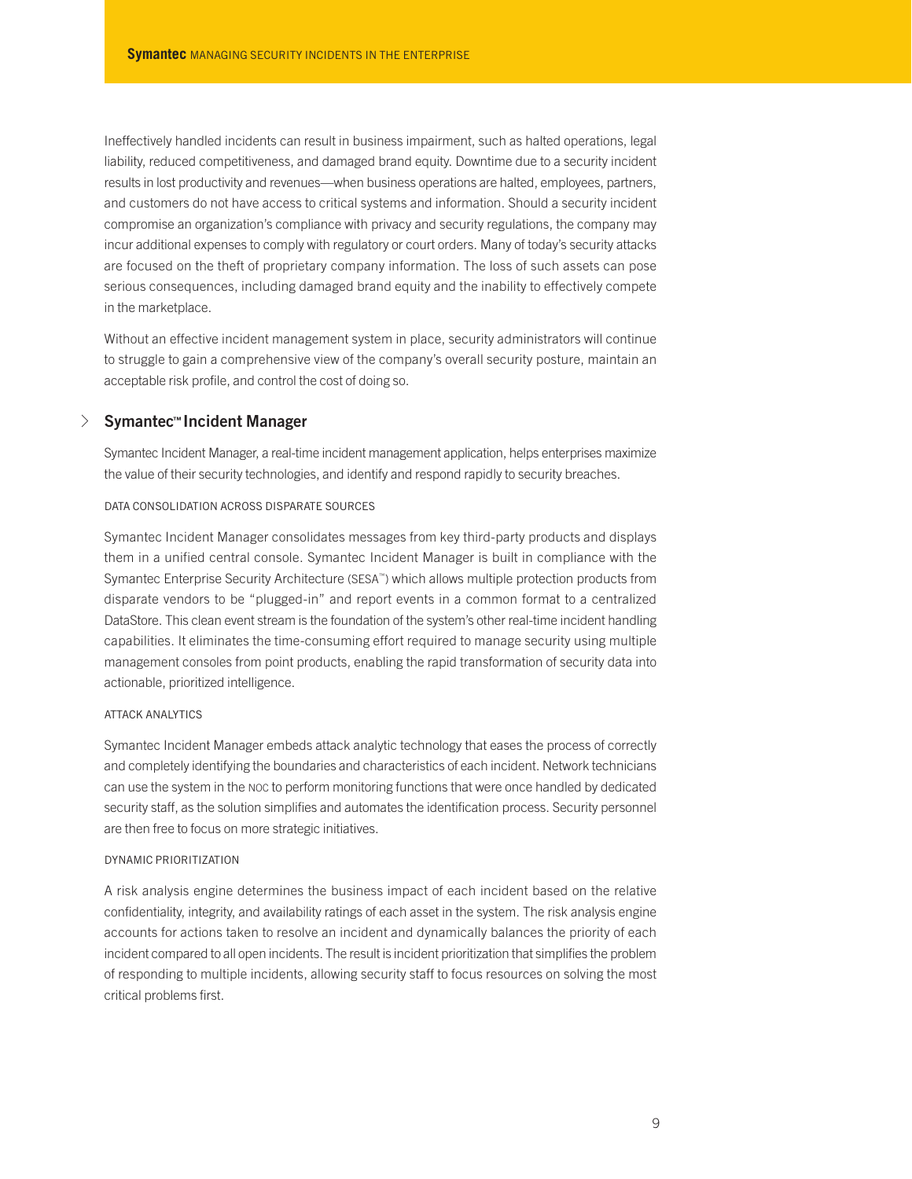Ineffectively handled incidents can result in business impairment, such as halted operations, legal liability, reduced competitiveness, and damaged brand equity. Downtime due to a security incident results in lost productivity and revenues—when business operations are halted, employees, partners, and customers do not have access to critical systems and information. Should a security incident compromise an organization's compliance with privacy and security regulations, the company may incur additional expenses to comply with regulatory or court orders. Many of today's security attacks are focused on the theft of proprietary company information. The loss of such assets can pose serious consequences, including damaged brand equity and the inability to effectively compete in the marketplace.

Without an effective incident management system in place, security administrators will continue to struggle to gain a comprehensive view of the company's overall security posture, maintain an acceptable risk profile, and control the cost of doing so.

## Symantec™ Incident Manager

Symantec Incident Manager, a real-time incident management application, helps enterprises maximize the value of their security technologies, and identify and respond rapidly to security breaches.

### DATA CONSOLIDATION ACROSS DISPARATE SOURCES

Symantec Incident Manager consolidates messages from key third-party products and displays them in a unified central console. Symantec Incident Manager is built in compliance with the Symantec Enterprise Security Architecture (SESA™) which allows multiple protection products from disparate vendors to be "plugged-in" and report events in a common format to a centralized DataStore. This clean event stream is the foundation of the system's other real-time incident handling capabilities. It eliminates the time-consuming effort required to manage security using multiple management consoles from point products, enabling the rapid transformation of security data into actionable, prioritized intelligence.

### ATTACK ANALYTICS

Symantec Incident Manager embeds attack analytic technology that eases the process of correctly and completely identifying the boundaries and characteristics of each incident. Network technicians can use the system in the NOC to perform monitoring functions that were once handled by dedicated security staff, as the solution simplifies and automates the identification process. Security personnel are then free to focus on more strategic initiatives.

### DYNAMIC PRIORITIZATION

A risk analysis engine determines the business impact of each incident based on the relative confidentiality, integrity, and availability ratings of each asset in the system. The risk analysis engine accounts for actions taken to resolve an incident and dynamically balances the priority of each incident compared to all open incidents. The result is incident prioritization that simplifies the problem of responding to multiple incidents, allowing security staff to focus resources on solving the most critical problems first.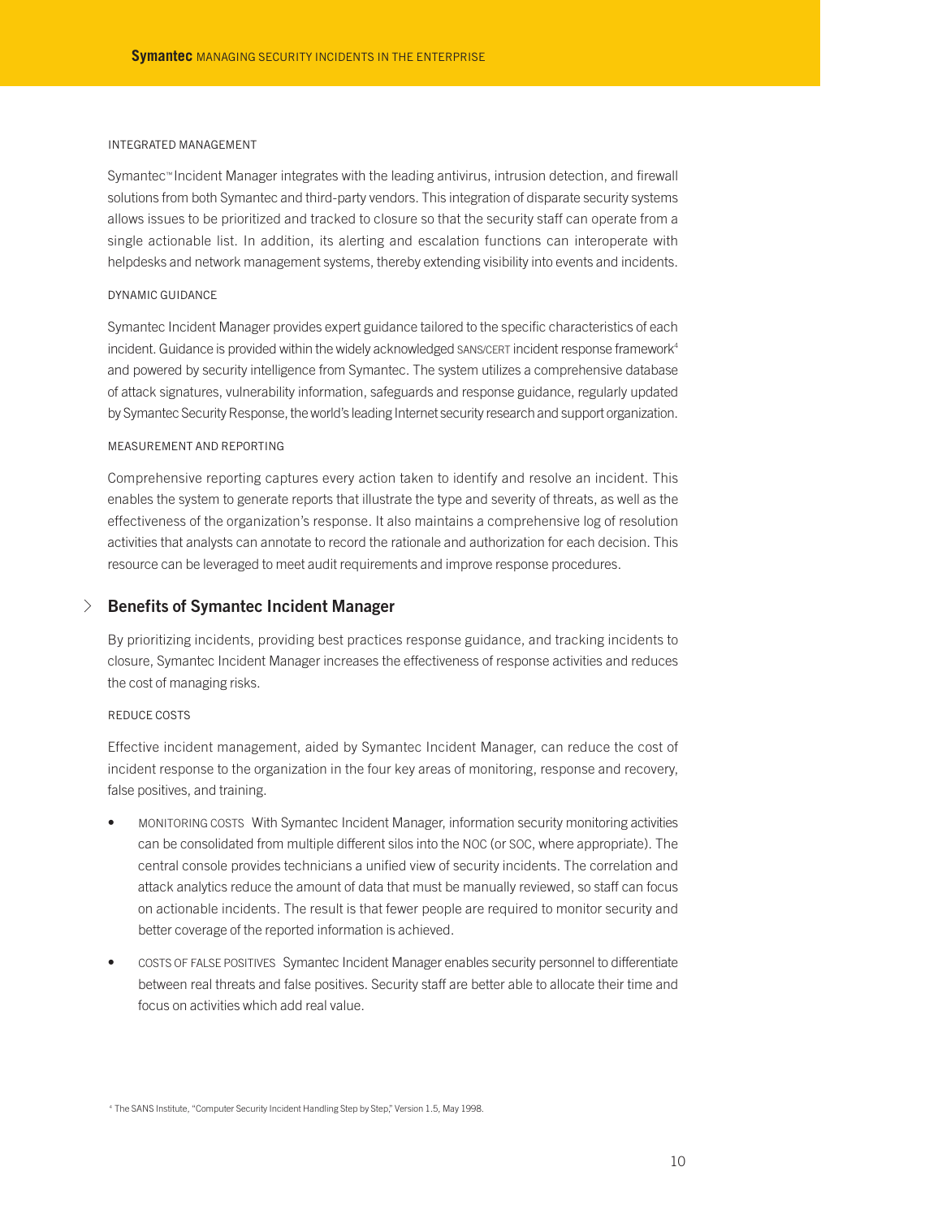#### INTEGRATED MANAGEMENT

Symantec™ Incident Manager integrates with the leading antivirus, intrusion detection, and firewall solutions from both Symantec and third-party vendors. This integration of disparate security systems allows issues to be prioritized and tracked to closure so that the security staff can operate from a single actionable list. In addition, its alerting and escalation functions can interoperate with helpdesks and network management systems, thereby extending visibility into events and incidents.

#### DYNAMIC GUIDANCE

Symantec Incident Manager provides expert guidance tailored to the specific characteristics of each incident. Guidance is provided within the widely acknowledged SANS/CERT incident response framework[4] and powered by security intelligence from Symantec. The system utilizes a comprehensive database of attack signatures, vulnerability information, safeguards and response guidance, regularly updated by Symantec Security Response, the world's leading Internet security research and support organization.

#### MEASUREMENT AND REPORTING

Comprehensive reporting captures every action taken to identify and resolve an incident. This enables the system to generate reports that illustrate the type and severity of threats, as well as the effectiveness of the organization's response. It also maintains a comprehensive log of resolution activities that analysts can annotate to record the rationale and authorization for each decision. This resource can be leveraged to meet audit requirements and improve response procedures.

## Benefits of Symantec Incident Manager

By prioritizing incidents, providing best practices response guidance, and tracking incidents to closure, Symantec Incident Manager increases the effectiveness of response activities and reduces the cost of managing risks.

#### REDUCE COSTS

Effective incident management, aided by Symantec Incident Manager, can reduce the cost of incident response to the organization in the four key areas of monitoring, response and recovery, false positives, and training.

- MONITORING COSTS With Symantec Incident Manager, information security monitoring activities can be consolidated from multiple different silos into the NOC (or SOC, where appropriate). The central console provides technicians a unified view of security incidents. The correlation and attack analytics reduce the amount of data that must be manually reviewed, so staff can focus on actionable incidents. The result is that fewer people are required to monitor security and better coverage of the reported information is achieved.
- COSTS OF FALSE POSITIVES Symantec Incident Manager enables security personnel to differentiate between real threats and false positives. Security staff are better able to allocate their time and focus on activities which add real value.

[4] The SANS Institute, "Computer Security Incident Handling Step by Step," Version 1.5, May 1998.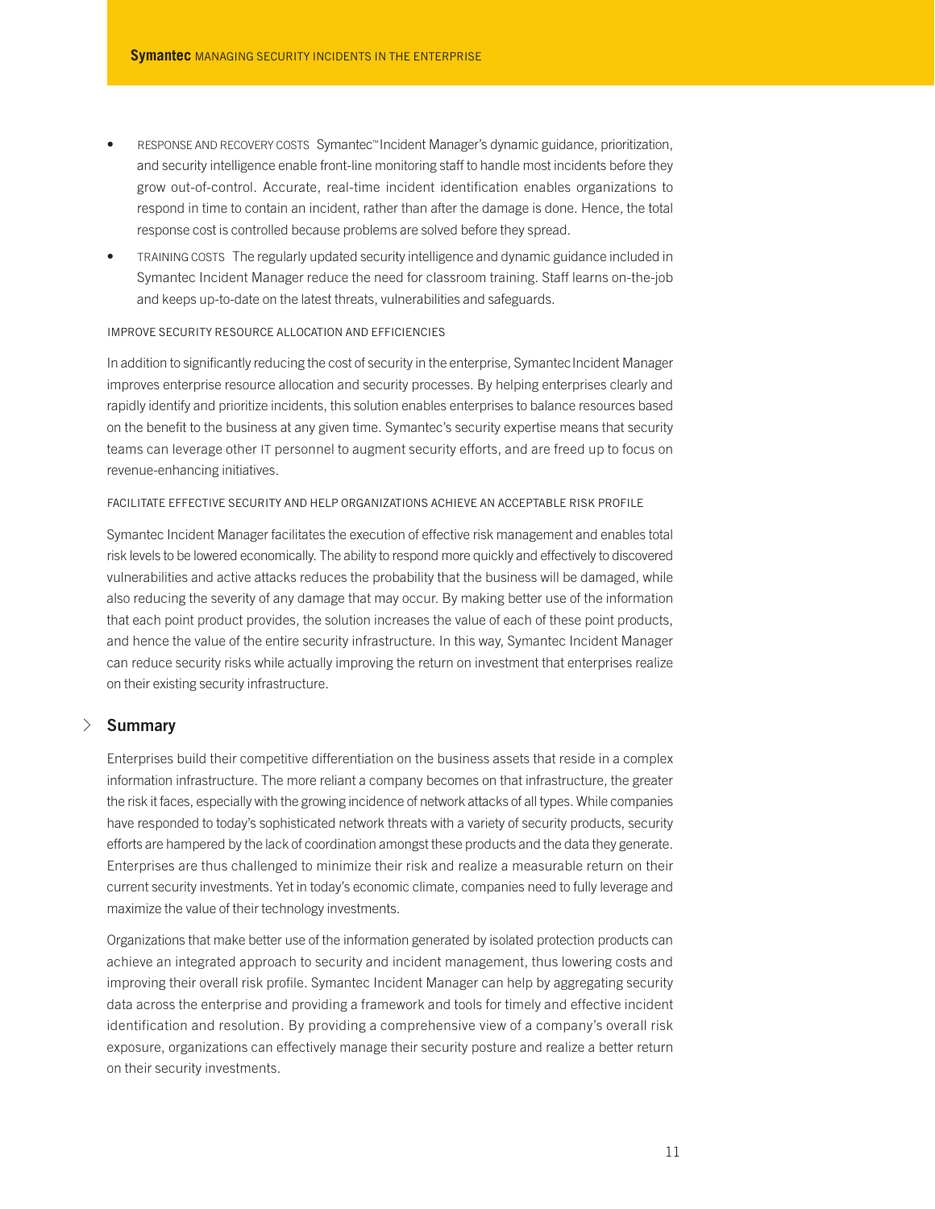- RESPONSE AND RECOVERY COSTS Symantec™ Incident Manager's dynamic guidance, prioritization, and security intelligence enable front-line monitoring staff to handle most incidents before they grow out-of-control. Accurate, real-time incident identification enables organizations to respond in time to contain an incident, rather than after the damage is done. Hence, the total response cost is controlled because problems are solved before they spread.
- TRAINING COSTS The regularly updated security intelligence and dynamic guidance included in Symantec Incident Manager reduce the need for classroom training. Staff learns on-the-job and keeps up-to-date on the latest threats, vulnerabilities and safeguards.

### IMPROVE SECURITY RESOURCE ALLOCATION AND EFFICIENCIES

In addition to significantly reducing the cost of security in the enterprise, Symantec Incident Manager improves enterprise resource allocation and security processes. By helping enterprises clearly and rapidly identify and prioritize incidents, this solution enables enterprises to balance resources based on the benefit to the business at any given time. Symantec's security expertise means that security teams can leverage other IT personnel to augment security efforts, and are freed up to focus on revenue-enhancing initiatives.

### FACILITATE EFFECTIVE SECURITY AND HELP ORGANIZATIONS ACHIEVE AN ACCEPTABLE RISK PROFILE

Symantec Incident Manager facilitates the execution of effective risk management and enables total risk levels to be lowered economically. The ability to respond more quickly and effectively to discovered vulnerabilities and active attacks reduces the probability that the business will be damaged, while also reducing the severity of any damage that may occur. By making better use of the information that each point product provides, the solution increases the value of each of these point products, and hence the value of the entire security infrastructure. In this way, Symantec Incident Manager can reduce security risks while actually improving the return on investment that enterprises realize on their existing security infrastructure.

## Summary

Enterprises build their competitive differentiation on the business assets that reside in a complex information infrastructure. The more reliant a company becomes on that infrastructure, the greater the risk it faces, especially with the growing incidence of network attacks of all types. While companies have responded to today's sophisticated network threats with a variety of security products, security efforts are hampered by the lack of coordination amongst these products and the data they generate. Enterprises are thus challenged to minimize their risk and realize a measurable return on their current security investments. Yet in today's economic climate, companies need to fully leverage and maximize the value of their technology investments.

Organizations that make better use of the information generated by isolated protection products can achieve an integrated approach to security and incident management, thus lowering costs and improving their overall risk profile. Symantec Incident Manager can help by aggregating security data across the enterprise and providing a framework and tools for timely and effective incident identification and resolution. By providing a comprehensive view of a company's overall risk exposure, organizations can effectively manage their security posture and realize a better return on their security investments.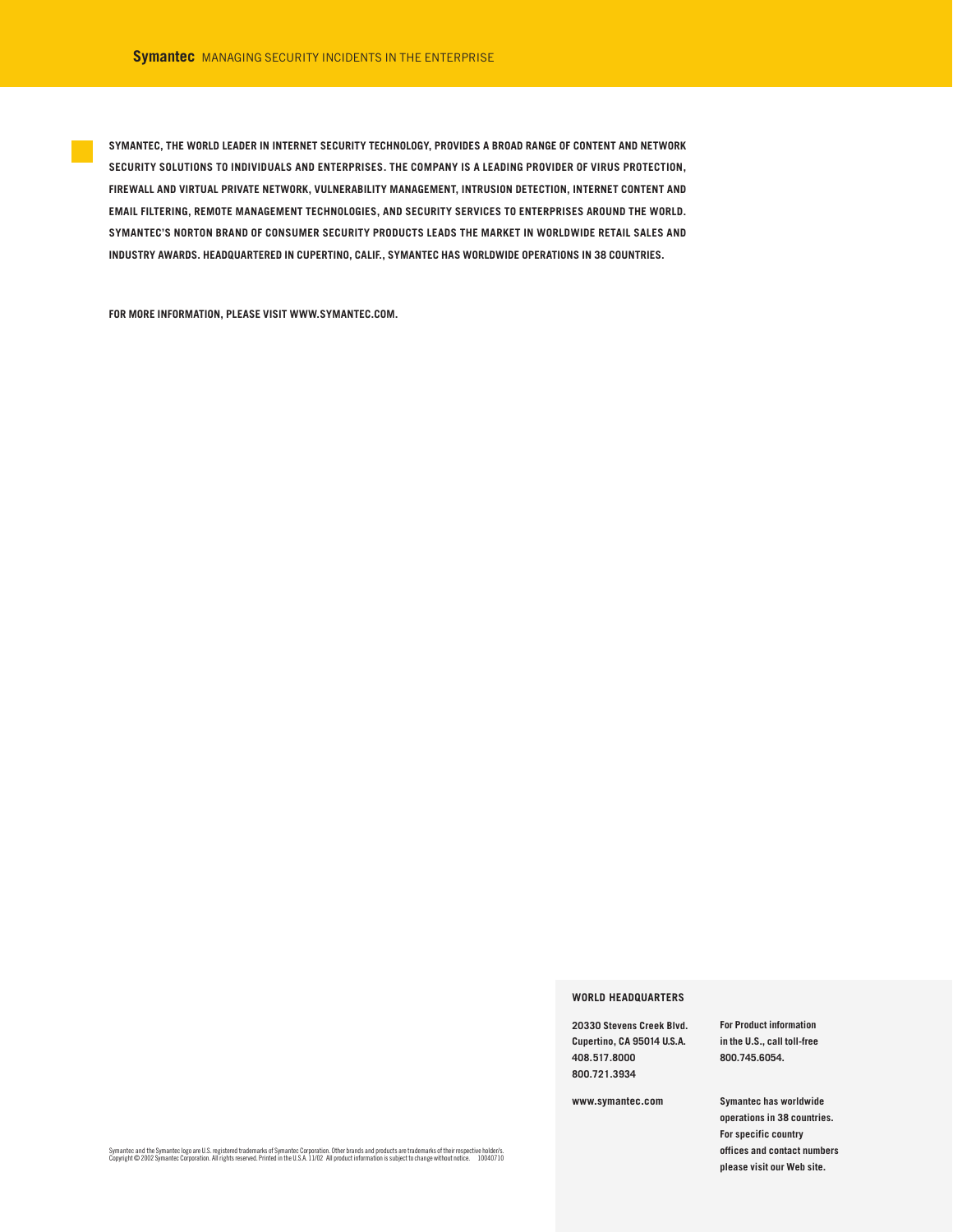SYMANTEC, THE WORLD LEADER IN INTERNET SECURITY TECHNOLOGY, PROVIDES A BROAD RANGE OF CONTENT AND NETWORK SECURITY SOLUTIONS TO INDIVIDUALS AND ENTERPRISES. THE COMPANY IS A LEADING PROVIDER OF VIRUS PROTECTION, FIREWALL AND VIRTUAL PRIVATE NETWORK, VULNERABILITY MANAGEMENT, INTRUSION DETECTION, INTERNET CONTENT AND EMAIL FILTERING, REMOTE MANAGEMENT TECHNOLOGIES, AND SECURITY SERVICES TO ENTERPRISES AROUND THE WORLD. SYMANTEC'S NORTON BRAND OF CONSUMER SECURITY PRODUCTS LEADS THE MARKET IN WORLDWIDE RETAIL SALES AND INDUSTRY AWARDS. HEADQUARTERED IN CUPERTINO, CALIF., SYMANTEC HAS WORLDWIDE OPERATIONS IN 38 COUNTRIES.

FOR MORE INFORMATION, PLEASE VISIT WWW.SYMANTEC.COM.

**WORLD HEADQUARTERS**

20330 Stevens Creek Blvd.
Cupertino, CA 95014 U.S.A.
408.517.8000
800.721.3934

www.symantec.com

For Product information in the U.S., call toll-free 800.745.6054.

Symantec has worldwide operations in 38 countries. For specific country offices and contact numbers please visit our Web site.

Symantec and the Symantec logo are U.S. registered trademarks of Symantec Corporation. Other brands and products are trademarks of their respective holder/s. Copyright © 2002 Symantec Corporation. All rights reserved. Printed in the U.S.A. 11/02 All product information is subject to change without notice. 10040710